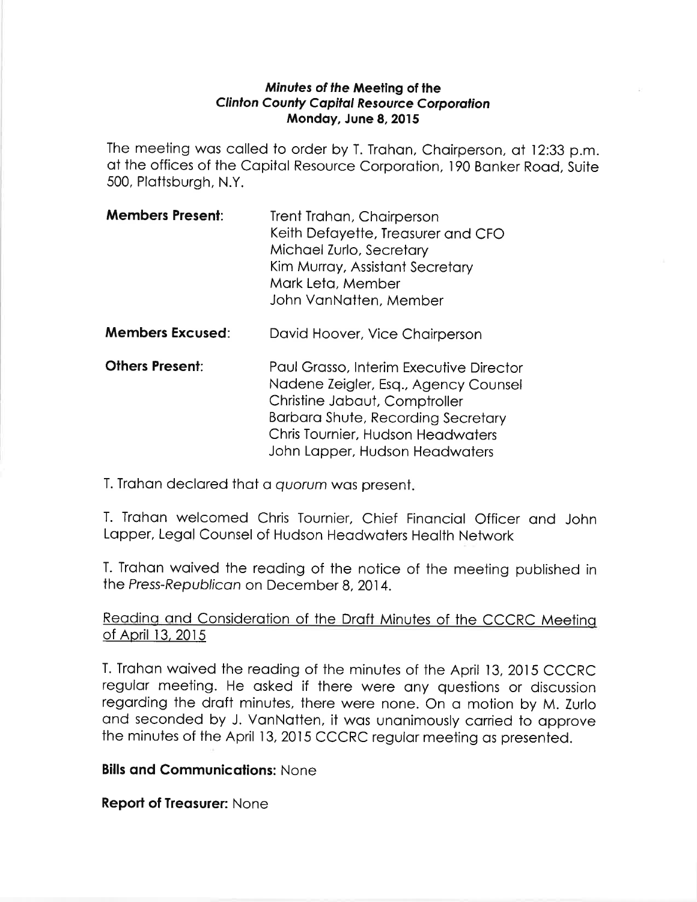**_Minutes of the Meeting of the_**
**_Clinton County Capital Resource Corporation_**
**Monday, June 8, 2015**

The meeting was called to order by T. Trahan, Chairperson, at 12:33 p.m. at the offices of the Capital Resource Corporation, 190 Banker Road, Suite 500, Plattsburgh, N.Y.

**Members Present:**
Trent Trahan, Chairperson
Keith Defayette, Treasurer and CFO
Michael Zurlo, Secretary
Kim Murray, Assistant Secretary
Mark Leta, Member
John VanNatten, Member

**Members Excused:**
David Hoover, Vice Chairperson

**Others Present:**
Paul Grasso, Interim Executive Director
Nadene Zeigler, Esq., Agency Counsel
Christine Jabaut, Comptroller
Barbara Shute, Recording Secretary
Chris Tournier, Hudson Headwaters
John Lapper, Hudson Headwaters

T. Trahan declared that a *quorum* was present.

T. Trahan welcomed Chris Tournier, Chief Financial Officer and John Lapper, Legal Counsel of Hudson Headwaters Health Network

T. Trahan waived the reading of the notice of the meeting published in the *Press-Republican* on December 8, 2014.

<u>Reading and Consideration of the Draft Minutes of the CCCRC Meeting of April 13, 2015</u>

T. Trahan waived the reading of the minutes of the April 13, 2015 CCCRC regular meeting. He asked if there were any questions or discussion regarding the draft minutes, there were none. On a motion by M. Zurlo and seconded by J. VanNatten, it was unanimously carried to approve the minutes of the April 13, 2015 CCCRC regular meeting as presented.

**Bills and Communications:** None

**Report of Treasurer:** None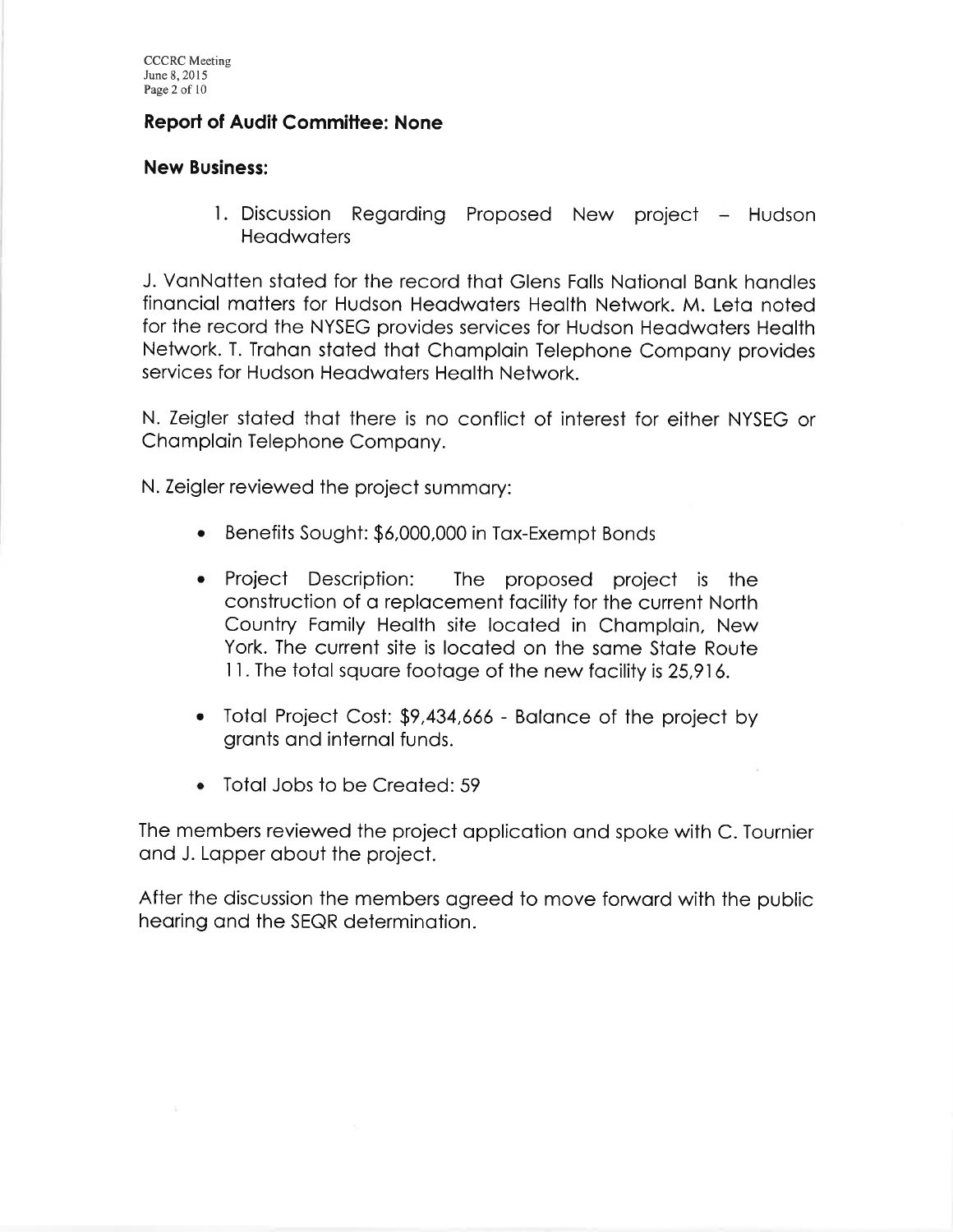**Report of Audit Committee: None**

**New Business:**

1. Discussion Regarding Proposed New project – Hudson Headwaters

J. VanNatten stated for the record that Glens Falls National Bank handles financial matters for Hudson Headwaters Health Network. M. Leta noted for the record the NYSEG provides services for Hudson Headwaters Health Network. T. Trahan stated that Champlain Telephone Company provides services for Hudson Headwaters Health Network.

N. Zeigler stated that there is no conflict of interest for either NYSEG or Champlain Telephone Company.

N. Zeigler reviewed the project summary:

- Benefits Sought: $6,000,000 in Tax-Exempt Bonds
- Project Description: The proposed project is the construction of a replacement facility for the current North Country Family Health site located in Champlain, New York. The current site is located on the same State Route 11. The total square footage of the new facility is 25,916.
- Total Project Cost: $9,434,666 - Balance of the project by grants and internal funds.
- Total Jobs to be Created: 59

The members reviewed the project application and spoke with C. Tournier and J. Lapper about the project.

After the discussion the members agreed to move forward with the public hearing and the SEQR determination.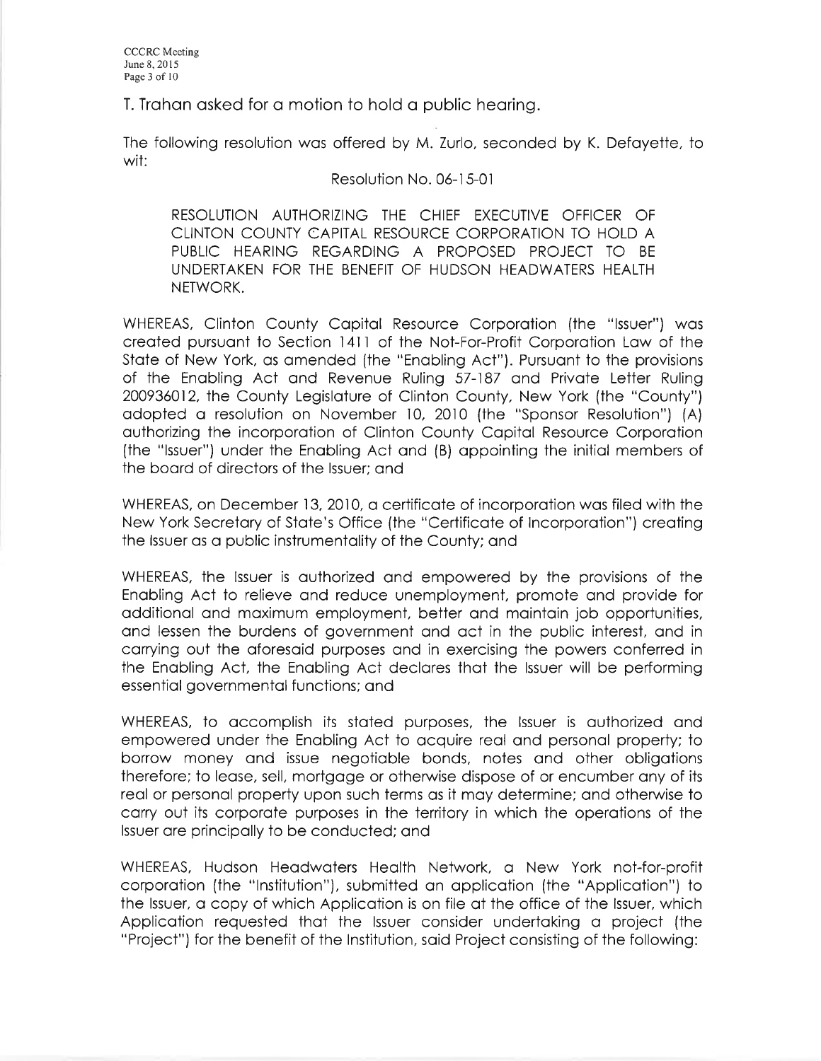T. Trahan asked for a motion to hold a public hearing.

The following resolution was offered by M. Zurlo, seconded by K. Defayette, to wit:

Resolution No. 06-15-01

RESOLUTION AUTHORIZING THE CHIEF EXECUTIVE OFFICER OF CLINTON COUNTY CAPITAL RESOURCE CORPORATION TO HOLD A PUBLIC HEARING REGARDING A PROPOSED PROJECT TO BE UNDERTAKEN FOR THE BENEFIT OF HUDSON HEADWATERS HEALTH NETWORK.

WHEREAS, Clinton County Capital Resource Corporation (the "Issuer") was created pursuant to Section 1411 of the Not-For-Profit Corporation Law of the State of New York, as amended (the "Enabling Act"). Pursuant to the provisions of the Enabling Act and Revenue Ruling 57-187 and Private Letter Ruling 200936012, the County Legislature of Clinton County, New York (the "County") adopted a resolution on November 10, 2010 (the "Sponsor Resolution") (A) authorizing the incorporation of Clinton County Capital Resource Corporation (the "Issuer") under the Enabling Act and (B) appointing the initial members of the board of directors of the Issuer; and

WHEREAS, on December 13, 2010, a certificate of incorporation was filed with the New York Secretary of State's Office (the "Certificate of Incorporation") creating the Issuer as a public instrumentality of the County; and

WHEREAS, the Issuer is authorized and empowered by the provisions of the Enabling Act to relieve and reduce unemployment, promote and provide for additional and maximum employment, better and maintain job opportunities, and lessen the burdens of government and act in the public interest, and in carrying out the aforesaid purposes and in exercising the powers conferred in the Enabling Act, the Enabling Act declares that the Issuer will be performing essential governmental functions; and

WHEREAS, to accomplish its stated purposes, the Issuer is authorized and empowered under the Enabling Act to acquire real and personal property; to borrow money and issue negotiable bonds, notes and other obligations therefore; to lease, sell, mortgage or otherwise dispose of or encumber any of its real or personal property upon such terms as it may determine; and otherwise to carry out its corporate purposes in the territory in which the operations of the Issuer are principally to be conducted; and

WHEREAS, Hudson Headwaters Health Network, a New York not-for-profit corporation (the "Institution"), submitted an application (the "Application") to the Issuer, a copy of which Application is on file at the office of the Issuer, which Application requested that the Issuer consider undertaking a project (the "Project") for the benefit of the Institution, said Project consisting of the following: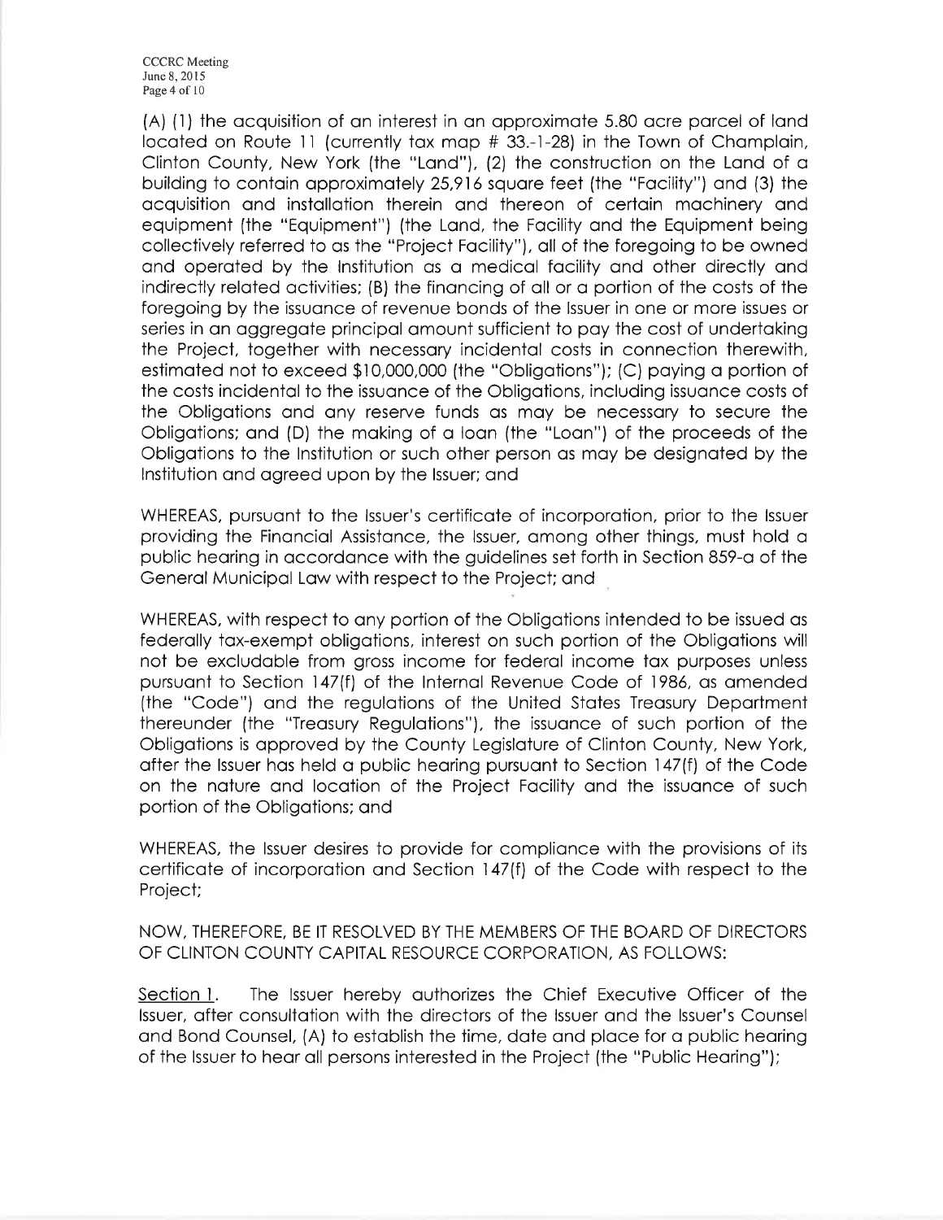(A) (1) the acquisition of an interest in an approximate 5.80 acre parcel of land located on Route 11 (currently tax map # 33.-1-28) in the Town of Champlain, Clinton County, New York (the "Land"), (2) the construction on the Land of a building to contain approximately 25,916 square feet (the "Facility") and (3) the acquisition and installation therein and thereon of certain machinery and equipment (the "Equipment") (the Land, the Facility and the Equipment being collectively referred to as the "Project Facility"), all of the foregoing to be owned and operated by the Institution as a medical facility and other directly and indirectly related activities; (B) the financing of all or a portion of the costs of the foregoing by the issuance of revenue bonds of the Issuer in one or more issues or series in an aggregate principal amount sufficient to pay the cost of undertaking the Project, together with necessary incidental costs in connection therewith, estimated not to exceed $10,000,000 (the "Obligations"); (C) paying a portion of the costs incidental to the issuance of the Obligations, including issuance costs of the Obligations and any reserve funds as may be necessary to secure the Obligations; and (D) the making of a loan (the "Loan") of the proceeds of the Obligations to the Institution or such other person as may be designated by the Institution and agreed upon by the Issuer; and

WHEREAS, pursuant to the Issuer's certificate of incorporation, prior to the Issuer providing the Financial Assistance, the Issuer, among other things, must hold a public hearing in accordance with the guidelines set forth in Section 859-a of the General Municipal Law with respect to the Project; and

WHEREAS, with respect to any portion of the Obligations intended to be issued as federally tax-exempt obligations, interest on such portion of the Obligations will not be excludable from gross income for federal income tax purposes unless pursuant to Section 147(f) of the Internal Revenue Code of 1986, as amended (the "Code") and the regulations of the United States Treasury Department thereunder (the "Treasury Regulations"), the issuance of such portion of the Obligations is approved by the County Legislature of Clinton County, New York, after the Issuer has held a public hearing pursuant to Section 147(f) of the Code on the nature and location of the Project Facility and the issuance of such portion of the Obligations; and

WHEREAS, the Issuer desires to provide for compliance with the provisions of its certificate of incorporation and Section 147(f) of the Code with respect to the Project;

NOW, THEREFORE, BE IT RESOLVED BY THE MEMBERS OF THE BOARD OF DIRECTORS OF CLINTON COUNTY CAPITAL RESOURCE CORPORATION, AS FOLLOWS:

Section 1. The Issuer hereby authorizes the Chief Executive Officer of the Issuer, after consultation with the directors of the Issuer and the Issuer's Counsel and Bond Counsel, (A) to establish the time, date and place for a public hearing of the Issuer to hear all persons interested in the Project (the "Public Hearing");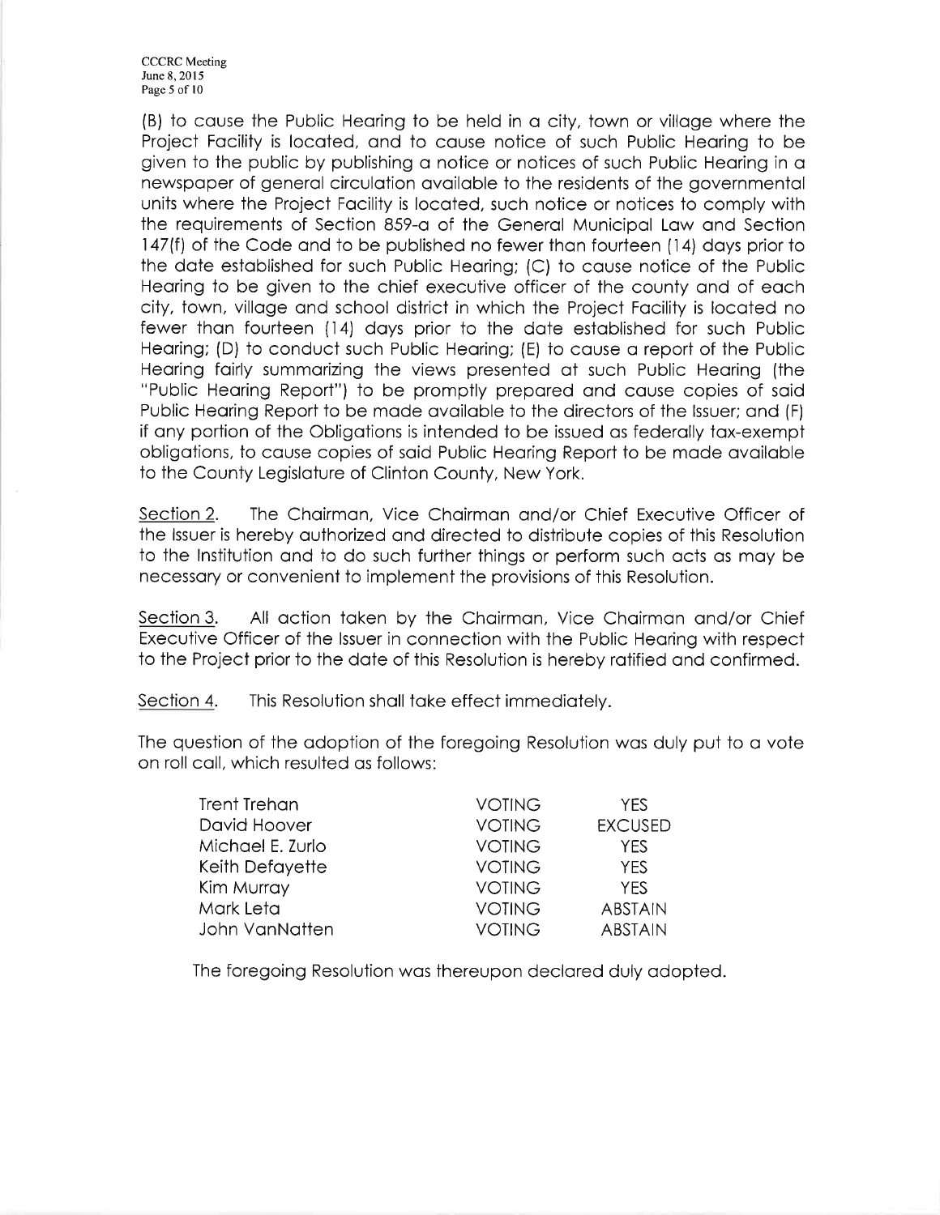(B) to cause the Public Hearing to be held in a city, town or village where the Project Facility is located, and to cause notice of such Public Hearing to be given to the public by publishing a notice or notices of such Public Hearing in a newspaper of general circulation available to the residents of the governmental units where the Project Facility is located, such notice or notices to comply with the requirements of Section 859-a of the General Municipal Law and Section 147(f) of the Code and to be published no fewer than fourteen (14) days prior to the date established for such Public Hearing; (C) to cause notice of the Public Hearing to be given to the chief executive officer of the county and of each city, town, village and school district in which the Project Facility is located no fewer than fourteen (14) days prior to the date established for such Public Hearing; (D) to conduct such Public Hearing; (E) to cause a report of the Public Hearing fairly summarizing the views presented at such Public Hearing (the "Public Hearing Report") to be promptly prepared and cause copies of said Public Hearing Report to be made available to the directors of the Issuer; and (F) if any portion of the Obligations is intended to be issued as federally tax-exempt obligations, to cause copies of said Public Hearing Report to be made available to the County Legislature of Clinton County, New York.

Section 2. The Chairman, Vice Chairman and/or Chief Executive Officer of the Issuer is hereby authorized and directed to distribute copies of this Resolution to the Institution and to do such further things or perform such acts as may be necessary or convenient to implement the provisions of this Resolution.

Section 3. All action taken by the Chairman, Vice Chairman and/or Chief Executive Officer of the Issuer in connection with the Public Hearing with respect to the Project prior to the date of this Resolution is hereby ratified and confirmed.

Section 4. This Resolution shall take effect immediately.

The question of the adoption of the foregoing Resolution was duly put to a vote on roll call, which resulted as follows:

| | | |
|---|---|---|
| Trent Trehan | VOTING | YES |
| David Hoover | VOTING | EXCUSED |
| Michael E. Zurlo | VOTING | YES |
| Keith Defayette | VOTING | YES |
| Kim Murray | VOTING | YES |
| Mark Leta | VOTING | ABSTAIN |
| John VanNatten | VOTING | ABSTAIN |

The foregoing Resolution was thereupon declared duly adopted.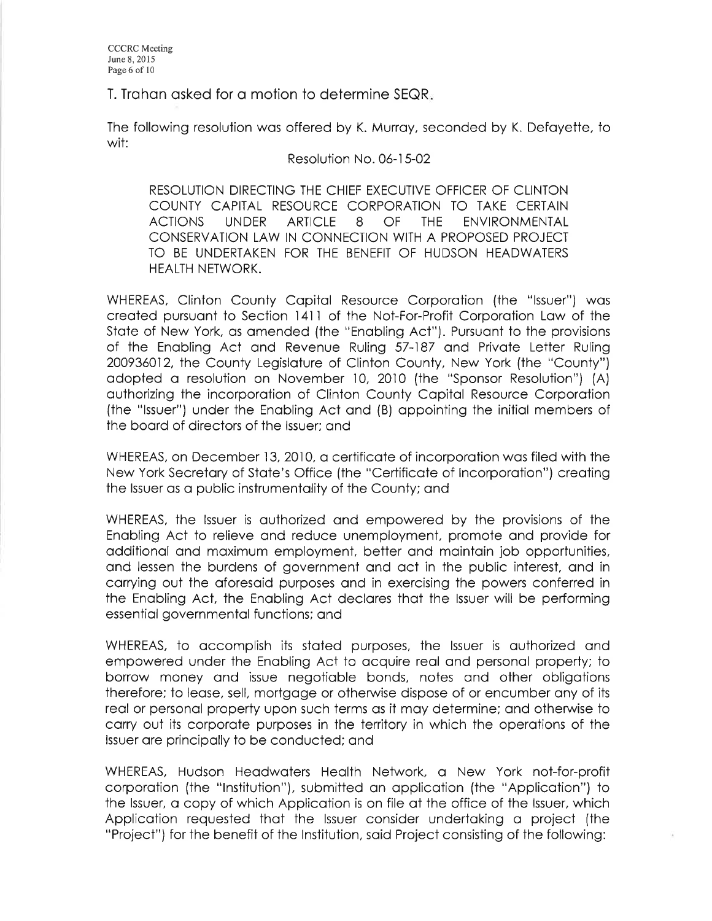T. Trahan asked for a motion to determine SEQR.

The following resolution was offered by K. Murray, seconded by K. Defayette, to wit:

Resolution No. 06-15-02

> RESOLUTION DIRECTING THE CHIEF EXECUTIVE OFFICER OF CLINTON COUNTY CAPITAL RESOURCE CORPORATION TO TAKE CERTAIN ACTIONS UNDER ARTICLE 8 OF THE ENVIRONMENTAL CONSERVATION LAW IN CONNECTION WITH A PROPOSED PROJECT TO BE UNDERTAKEN FOR THE BENEFIT OF HUDSON HEADWATERS HEALTH NETWORK.

WHEREAS, Clinton County Capital Resource Corporation (the "Issuer") was created pursuant to Section 1411 of the Not-For-Profit Corporation Law of the State of New York, as amended (the "Enabling Act"). Pursuant to the provisions of the Enabling Act and Revenue Ruling 57-187 and Private Letter Ruling 200936012, the County Legislature of Clinton County, New York (the "County") adopted a resolution on November 10, 2010 (the "Sponsor Resolution") (A) authorizing the incorporation of Clinton County Capital Resource Corporation (the "Issuer") under the Enabling Act and (B) appointing the initial members of the board of directors of the Issuer; and

WHEREAS, on December 13, 2010, a certificate of incorporation was filed with the New York Secretary of State's Office (the "Certificate of Incorporation") creating the Issuer as a public instrumentality of the County; and

WHEREAS, the Issuer is authorized and empowered by the provisions of the Enabling Act to relieve and reduce unemployment, promote and provide for additional and maximum employment, better and maintain job opportunities, and lessen the burdens of government and act in the public interest, and in carrying out the aforesaid purposes and in exercising the powers conferred in the Enabling Act, the Enabling Act declares that the Issuer will be performing essential governmental functions; and

WHEREAS, to accomplish its stated purposes, the Issuer is authorized and empowered under the Enabling Act to acquire real and personal property; to borrow money and issue negotiable bonds, notes and other obligations therefore; to lease, sell, mortgage or otherwise dispose of or encumber any of its real or personal property upon such terms as it may determine; and otherwise to carry out its corporate purposes in the territory in which the operations of the Issuer are principally to be conducted; and

WHEREAS, Hudson Headwaters Health Network, a New York not-for-profit corporation (the "Institution"), submitted an application (the "Application") to the Issuer, a copy of which Application is on file at the office of the Issuer, which Application requested that the Issuer consider undertaking a project (the "Project") for the benefit of the Institution, said Project consisting of the following: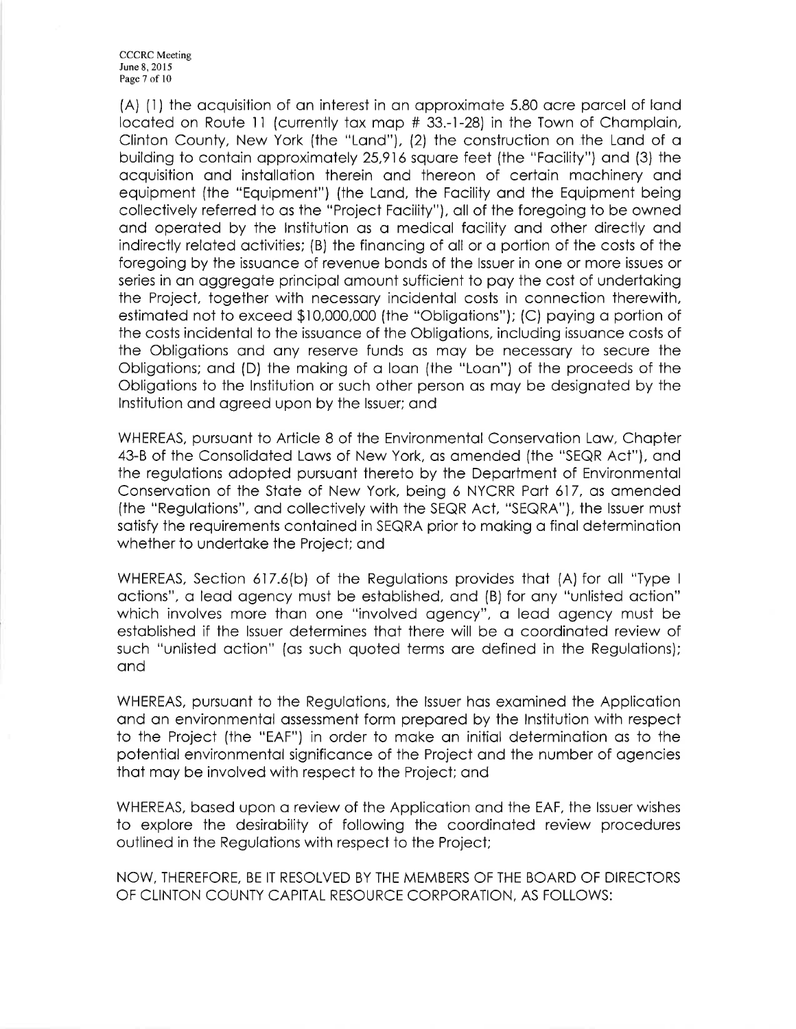(A) (1) the acquisition of an interest in an approximate 5.80 acre parcel of land located on Route 11 (currently tax map # 33.-1-28) in the Town of Champlain, Clinton County, New York (the "Land"), (2) the construction on the Land of a building to contain approximately 25,916 square feet (the "Facility") and (3) the acquisition and installation therein and thereon of certain machinery and equipment (the "Equipment") (the Land, the Facility and the Equipment being collectively referred to as the "Project Facility"), all of the foregoing to be owned and operated by the Institution as a medical facility and other directly and indirectly related activities; (B) the financing of all or a portion of the costs of the foregoing by the issuance of revenue bonds of the Issuer in one or more issues or series in an aggregate principal amount sufficient to pay the cost of undertaking the Project, together with necessary incidental costs in connection therewith, estimated not to exceed $10,000,000 (the "Obligations"); (C) paying a portion of the costs incidental to the issuance of the Obligations, including issuance costs of the Obligations and any reserve funds as may be necessary to secure the Obligations; and (D) the making of a loan (the "Loan") of the proceeds of the Obligations to the Institution or such other person as may be designated by the Institution and agreed upon by the Issuer; and

WHEREAS, pursuant to Article 8 of the Environmental Conservation Law, Chapter 43-B of the Consolidated Laws of New York, as amended (the "SEQR Act"), and the regulations adopted pursuant thereto by the Department of Environmental Conservation of the State of New York, being 6 NYCRR Part 617, as amended (the "Regulations", and collectively with the SEQR Act, "SEQRA"), the Issuer must satisfy the requirements contained in SEQRA prior to making a final determination whether to undertake the Project; and

WHEREAS, Section 617.6(b) of the Regulations provides that (A) for all "Type I actions", a lead agency must be established, and (B) for any "unlisted action" which involves more than one "involved agency", a lead agency must be established if the Issuer determines that there will be a coordinated review of such "unlisted action" (as such quoted terms are defined in the Regulations); and

WHEREAS, pursuant to the Regulations, the Issuer has examined the Application and an environmental assessment form prepared by the Institution with respect to the Project (the "EAF") in order to make an initial determination as to the potential environmental significance of the Project and the number of agencies that may be involved with respect to the Project; and

WHEREAS, based upon a review of the Application and the EAF, the Issuer wishes to explore the desirability of following the coordinated review procedures outlined in the Regulations with respect to the Project;

NOW, THEREFORE, BE IT RESOLVED BY THE MEMBERS OF THE BOARD OF DIRECTORS OF CLINTON COUNTY CAPITAL RESOURCE CORPORATION, AS FOLLOWS: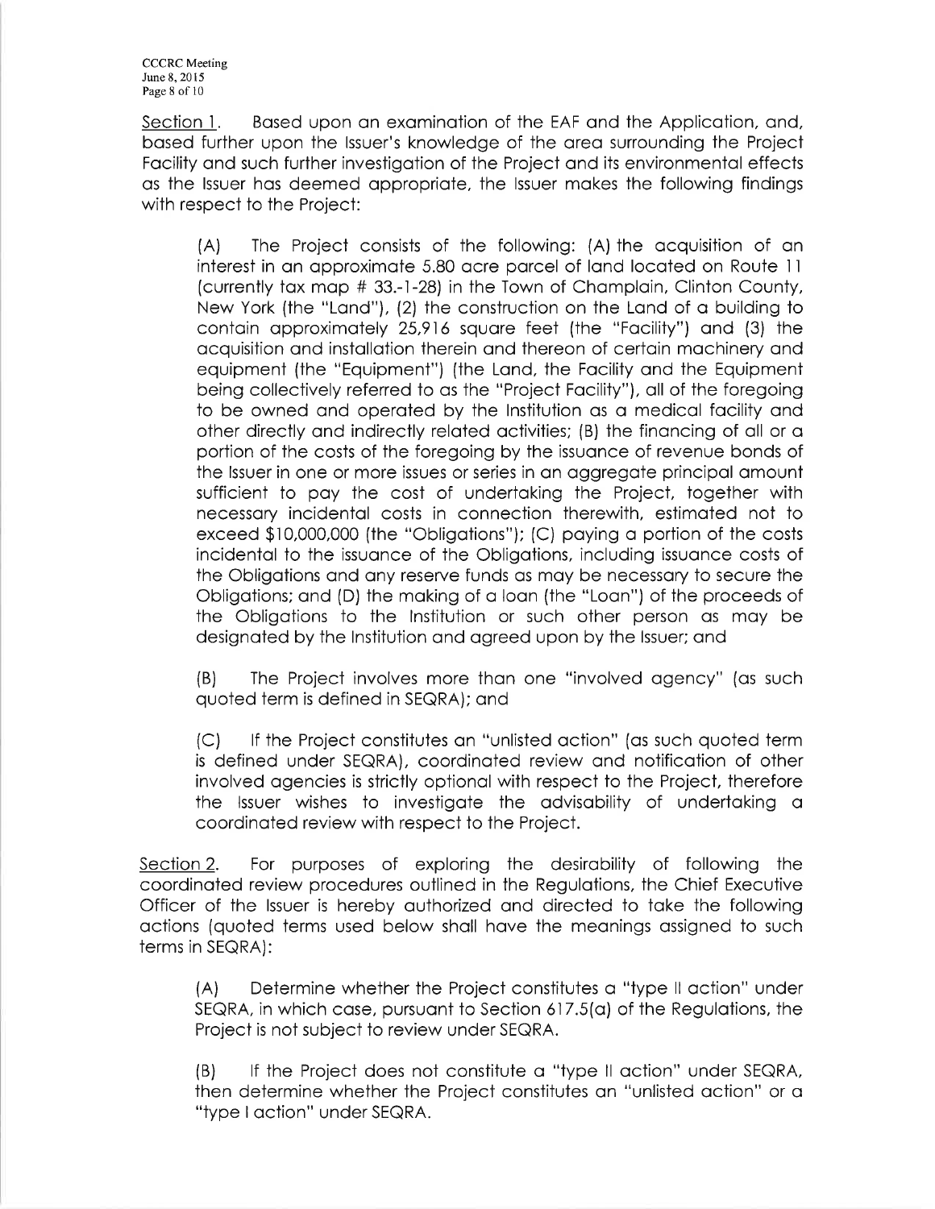Section 1. Based upon an examination of the EAF and the Application, and, based further upon the Issuer's knowledge of the area surrounding the Project Facility and such further investigation of the Project and its environmental effects as the Issuer has deemed appropriate, the Issuer makes the following findings with respect to the Project:

(A) The Project consists of the following: (A) the acquisition of an interest in an approximate 5.80 acre parcel of land located on Route 11 (currently tax map # 33.-1-28) in the Town of Champlain, Clinton County, New York (the "Land"), (2) the construction on the Land of a building to contain approximately 25,916 square feet (the "Facility") and (3) the acquisition and installation therein and thereon of certain machinery and equipment (the "Equipment") (the Land, the Facility and the Equipment being collectively referred to as the "Project Facility"), all of the foregoing to be owned and operated by the Institution as a medical facility and other directly and indirectly related activities; (B) the financing of all or a portion of the costs of the foregoing by the issuance of revenue bonds of the Issuer in one or more issues or series in an aggregate principal amount sufficient to pay the cost of undertaking the Project, together with necessary incidental costs in connection therewith, estimated not to exceed $10,000,000 (the "Obligations"); (C) paying a portion of the costs incidental to the issuance of the Obligations, including issuance costs of the Obligations and any reserve funds as may be necessary to secure the Obligations; and (D) the making of a loan (the "Loan") of the proceeds of the Obligations to the Institution or such other person as may be designated by the Institution and agreed upon by the Issuer; and

(B) The Project involves more than one "involved agency" (as such quoted term is defined in SEQRA); and

(C) If the Project constitutes an "unlisted action" (as such quoted term is defined under SEQRA), coordinated review and notification of other involved agencies is strictly optional with respect to the Project, therefore the Issuer wishes to investigate the advisability of undertaking a coordinated review with respect to the Project.

Section 2. For purposes of exploring the desirability of following the coordinated review procedures outlined in the Regulations, the Chief Executive Officer of the Issuer is hereby authorized and directed to take the following actions (quoted terms used below shall have the meanings assigned to such terms in SEQRA):

(A) Determine whether the Project constitutes a "type II action" under SEQRA, in which case, pursuant to Section 617.5(a) of the Regulations, the Project is not subject to review under SEQRA.

(B) If the Project does not constitute a "type II action" under SEQRA, then determine whether the Project constitutes an "unlisted action" or a "type I action" under SEQRA.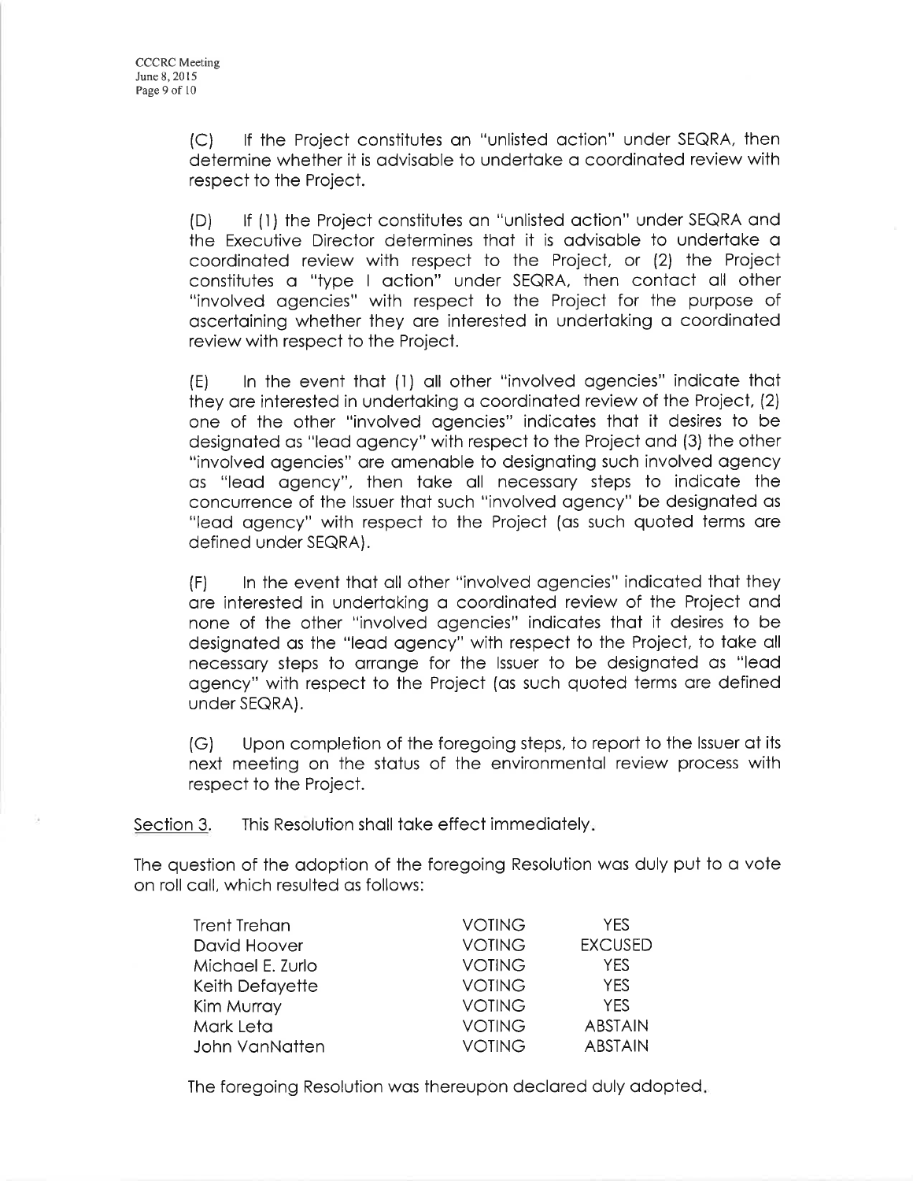(C) If the Project constitutes an "unlisted action" under SEQRA, then determine whether it is advisable to undertake a coordinated review with respect to the Project.

(D) If (1) the Project constitutes an "unlisted action" under SEQRA and the Executive Director determines that it is advisable to undertake a coordinated review with respect to the Project, or (2) the Project constitutes a "type I action" under SEQRA, then contact all other "involved agencies" with respect to the Project for the purpose of ascertaining whether they are interested in undertaking a coordinated review with respect to the Project.

(E) In the event that (1) all other "involved agencies" indicate that they are interested in undertaking a coordinated review of the Project, (2) one of the other "involved agencies" indicates that it desires to be designated as "lead agency" with respect to the Project and (3) the other "involved agencies" are amenable to designating such involved agency as "lead agency", then take all necessary steps to indicate the concurrence of the Issuer that such "involved agency" be designated as "lead agency" with respect to the Project (as such quoted terms are defined under SEQRA).

(F) In the event that all other "involved agencies" indicated that they are interested in undertaking a coordinated review of the Project and none of the other "involved agencies" indicates that it desires to be designated as the "lead agency" with respect to the Project, to take all necessary steps to arrange for the Issuer to be designated as "lead agency" with respect to the Project (as such quoted terms are defined under SEQRA).

(G) Upon completion of the foregoing steps, to report to the Issuer at its next meeting on the status of the environmental review process with respect to the Project.

Section 3. This Resolution shall take effect immediately.

The question of the adoption of the foregoing Resolution was duly put to a vote on roll call, which resulted as follows:

| | | |
|---|---|---|
| Trent Trehan | VOTING | YES |
| David Hoover | VOTING | EXCUSED |
| Michael E. Zurlo | VOTING | YES |
| Keith Defayette | VOTING | YES |
| Kim Murray | VOTING | YES |
| Mark Leta | VOTING | ABSTAIN |
| John VanNatten | VOTING | ABSTAIN |

The foregoing Resolution was thereupon declared duly adopted.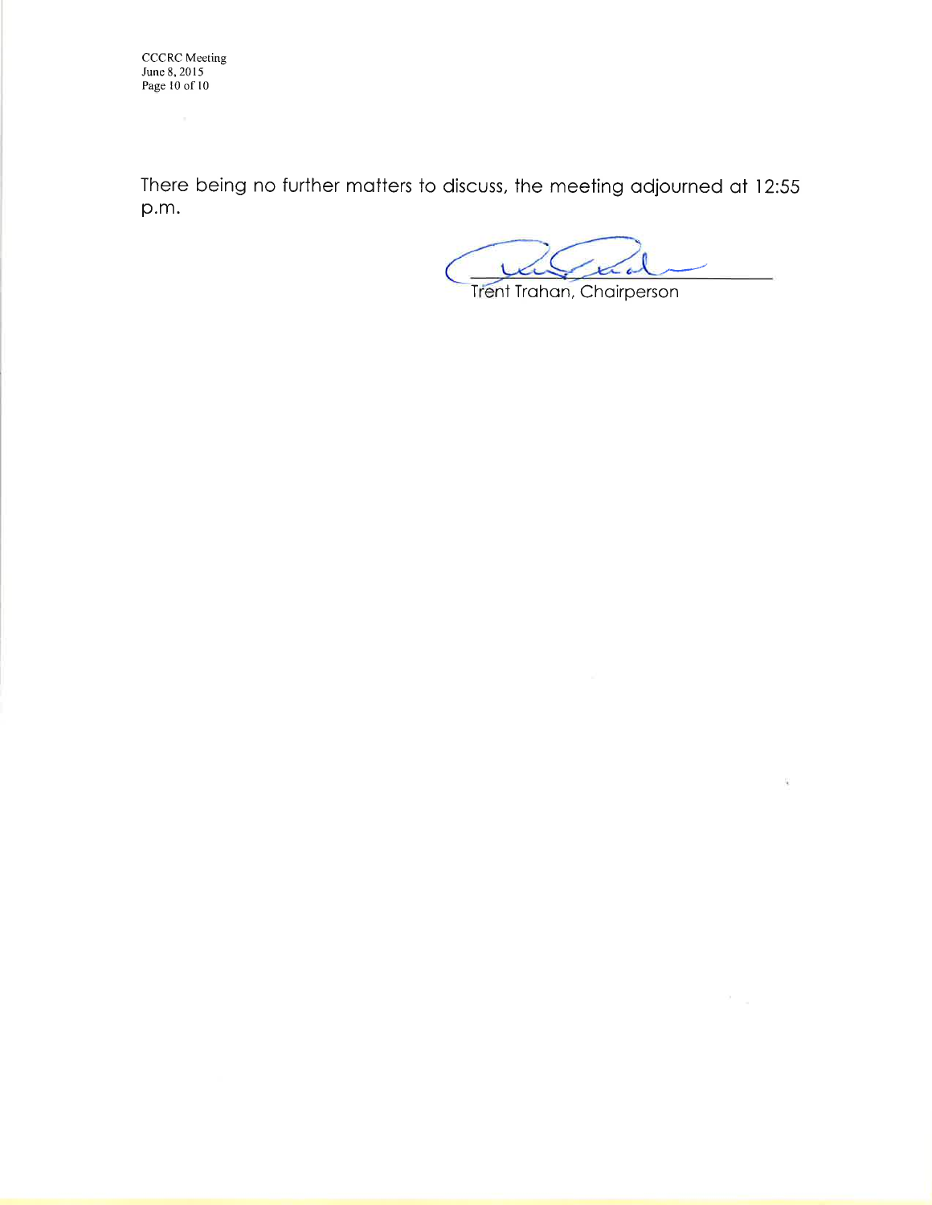There being no further matters to discuss, the meeting adjourned at 12:55 p.m.

Trent Trahan, Chairperson